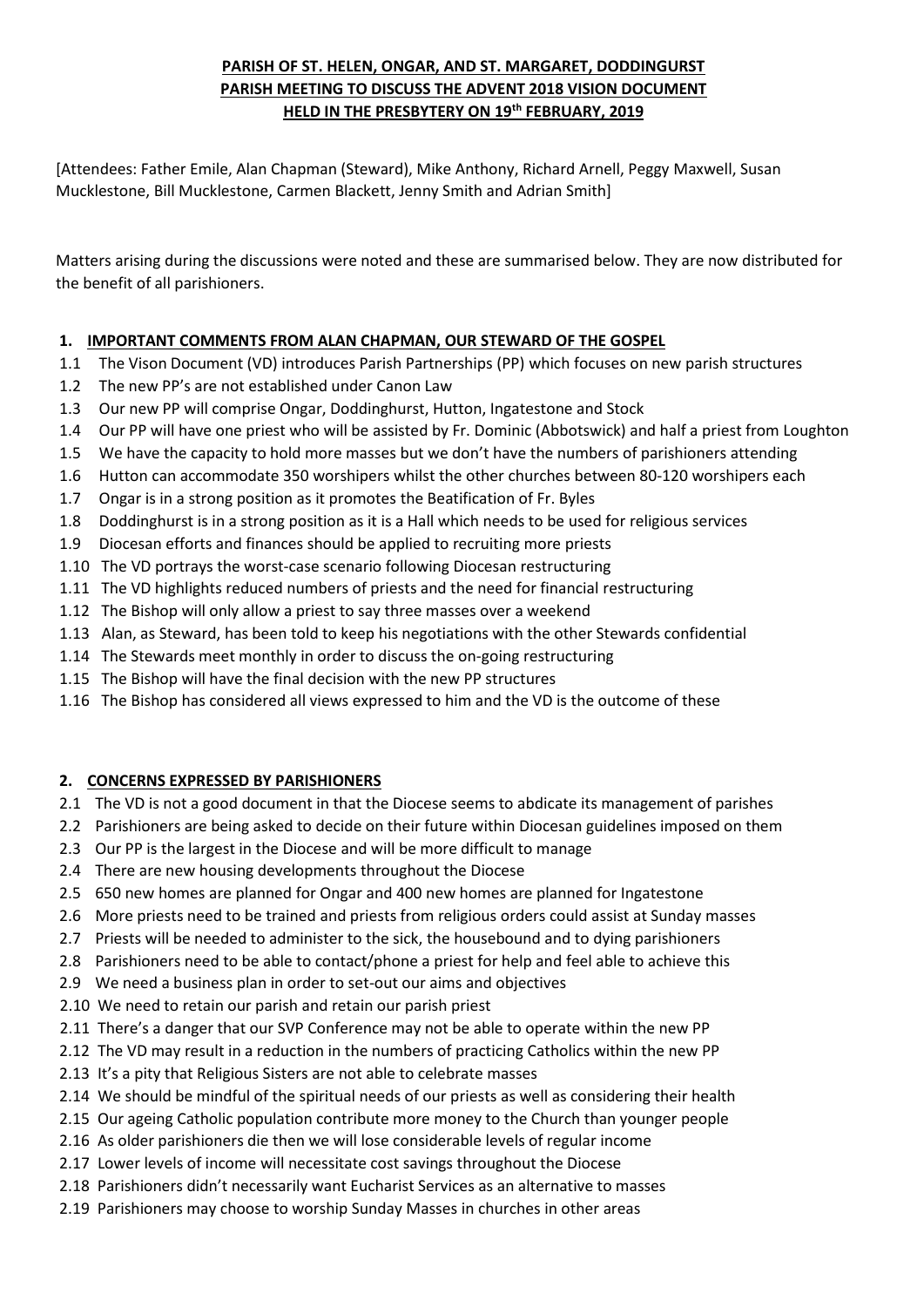**PARISH OF ST. HELEN, ONGAR, AND ST. MARGARET, DODDINGURST**
**PARISH MEETING TO DISCUSS THE ADVENT 2018 VISION DOCUMENT**
**HELD IN THE PRESBYTERY ON 19th FEBRUARY, 2019**

[Attendees: Father Emile, Alan Chapman (Steward), Mike Anthony, Richard Arnell, Peggy Maxwell, Susan Mucklestone, Bill Mucklestone, Carmen Blackett, Jenny Smith and Adrian Smith]

Matters arising during the discussions were noted and these are summarised below. They are now distributed for the benefit of all parishioners.

## 1. IMPORTANT COMMENTS FROM ALAN CHAPMAN, OUR STEWARD OF THE GOSPEL

1.1 The Vison Document (VD) introduces Parish Partnerships (PP) which focuses on new parish structures
1.2 The new PP's are not established under Canon Law
1.3 Our new PP will comprise Ongar, Doddinghurst, Hutton, Ingatestone and Stock
1.4 Our PP will have one priest who will be assisted by Fr. Dominic (Abbotswick) and half a priest from Loughton
1.5 We have the capacity to hold more masses but we don't have the numbers of parishioners attending
1.6 Hutton can accommodate 350 worshipers whilst the other churches between 80-120 worshipers each
1.7 Ongar is in a strong position as it promotes the Beatification of Fr. Byles
1.8 Doddinghurst is in a strong position as it is a Hall which needs to be used for religious services
1.9 Diocesan efforts and finances should be applied to recruiting more priests
1.10 The VD portrays the worst-case scenario following Diocesan restructuring
1.11 The VD highlights reduced numbers of priests and the need for financial restructuring
1.12 The Bishop will only allow a priest to say three masses over a weekend
1.13 Alan, as Steward, has been told to keep his negotiations with the other Stewards confidential
1.14 The Stewards meet monthly in order to discuss the on-going restructuring
1.15 The Bishop will have the final decision with the new PP structures
1.16 The Bishop has considered all views expressed to him and the VD is the outcome of these

## 2. CONCERNS EXPRESSED BY PARISHIONERS

2.1 The VD is not a good document in that the Diocese seems to abdicate its management of parishes
2.2 Parishioners are being asked to decide on their future within Diocesan guidelines imposed on them
2.3 Our PP is the largest in the Diocese and will be more difficult to manage
2.4 There are new housing developments throughout the Diocese
2.5 650 new homes are planned for Ongar and 400 new homes are planned for Ingatestone
2.6 More priests need to be trained and priests from religious orders could assist at Sunday masses
2.7 Priests will be needed to administer to the sick, the housebound and to dying parishioners
2.8 Parishioners need to be able to contact/phone a priest for help and feel able to achieve this
2.9 We need a business plan in order to set-out our aims and objectives
2.10 We need to retain our parish and retain our parish priest
2.11 There's a danger that our SVP Conference may not be able to operate within the new PP
2.12 The VD may result in a reduction in the numbers of practicing Catholics within the new PP
2.13 It's a pity that Religious Sisters are not able to celebrate masses
2.14 We should be mindful of the spiritual needs of our priests as well as considering their health
2.15 Our ageing Catholic population contribute more money to the Church than younger people
2.16 As older parishioners die then we will lose considerable levels of regular income
2.17 Lower levels of income will necessitate cost savings throughout the Diocese
2.18 Parishioners didn't necessarily want Eucharist Services as an alternative to masses
2.19 Parishioners may choose to worship Sunday Masses in churches in other areas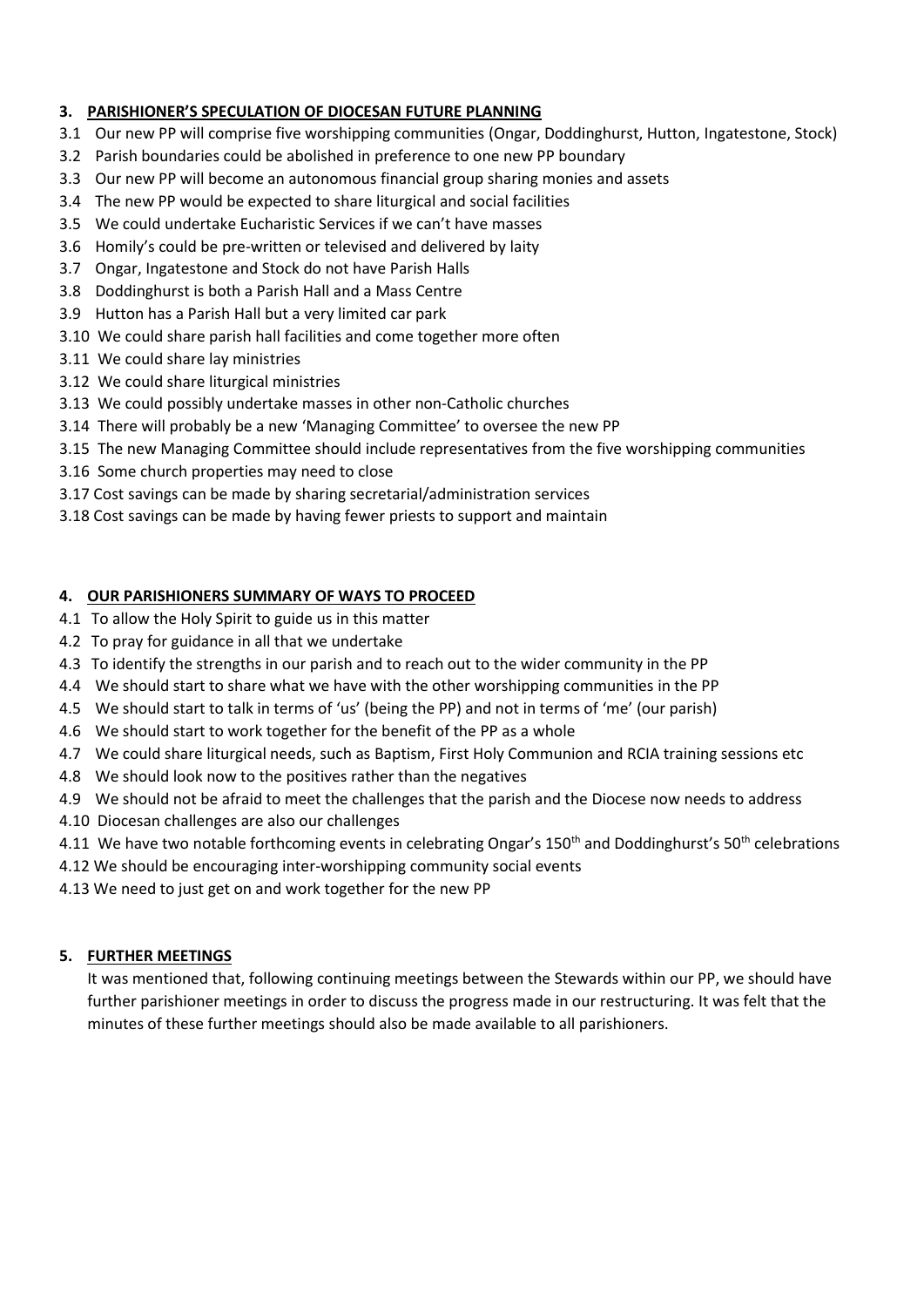### 3. PARISHIONER'S SPECULATION OF DIOCESAN FUTURE PLANNING

3.1 Our new PP will comprise five worshipping communities (Ongar, Doddinghurst, Hutton, Ingatestone, Stock)
3.2 Parish boundaries could be abolished in preference to one new PP boundary
3.3 Our new PP will become an autonomous financial group sharing monies and assets
3.4 The new PP would be expected to share liturgical and social facilities
3.5 We could undertake Eucharistic Services if we can't have masses
3.6 Homily's could be pre-written or televised and delivered by laity
3.7 Ongar, Ingatestone and Stock do not have Parish Halls
3.8 Doddinghurst is both a Parish Hall and a Mass Centre
3.9 Hutton has a Parish Hall but a very limited car park
3.10 We could share parish hall facilities and come together more often
3.11 We could share lay ministries
3.12 We could share liturgical ministries
3.13 We could possibly undertake masses in other non-Catholic churches
3.14 There will probably be a new 'Managing Committee' to oversee the new PP
3.15 The new Managing Committee should include representatives from the five worshipping communities
3.16 Some church properties may need to close
3.17 Cost savings can be made by sharing secretarial/administration services
3.18 Cost savings can be made by having fewer priests to support and maintain

### 4. OUR PARISHIONERS SUMMARY OF WAYS TO PROCEED

4.1 To allow the Holy Spirit to guide us in this matter
4.2 To pray for guidance in all that we undertake
4.3 To identify the strengths in our parish and to reach out to the wider community in the PP
4.4 We should start to share what we have with the other worshipping communities in the PP
4.5 We should start to talk in terms of 'us' (being the PP) and not in terms of 'me' (our parish)
4.6 We should start to work together for the benefit of the PP as a whole
4.7 We could share liturgical needs, such as Baptism, First Holy Communion and RCIA training sessions etc
4.8 We should look now to the positives rather than the negatives
4.9 We should not be afraid to meet the challenges that the parish and the Diocese now needs to address
4.10 Diocesan challenges are also our challenges
4.11 We have two notable forthcoming events in celebrating Ongar's 150th and Doddinghurst's 50th celebrations
4.12 We should be encouraging inter-worshipping community social events
4.13 We need to just get on and work together for the new PP

### 5. FURTHER MEETINGS

It was mentioned that, following continuing meetings between the Stewards within our PP, we should have further parishioner meetings in order to discuss the progress made in our restructuring. It was felt that the minutes of these further meetings should also be made available to all parishioners.